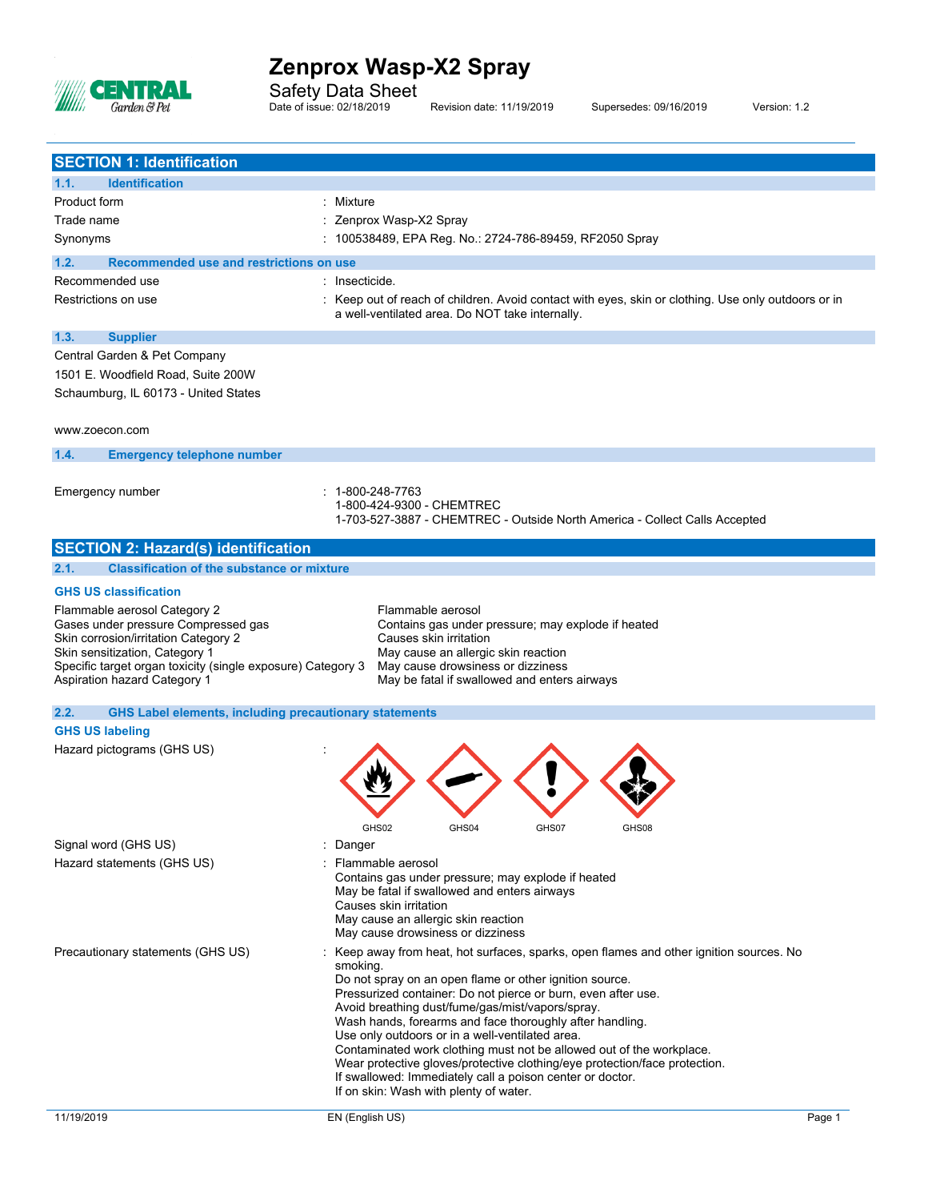# Zenprox Wasp-X2 Spray

Safety Data Sheet

Date of issue: 02/18/2019 Revision date: 11/19/2019 Supersedes: 09/16/2019 Version: 1.2

## SECTION 1: Identification

### 1.1. Identification

| | |
|---|---|
| Product form | : Mixture |
| Trade name | : Zenprox Wasp-X2 Spray |
| Synonyms | : 100538489, EPA Reg. No.: 2724-786-89459, RF2050 Spray |

### 1.2. Recommended use and restrictions on use

| | |
|---|---|
| Recommended use | : Insecticide. |
| Restrictions on use | : Keep out of reach of children. Avoid contact with eyes, skin or clothing. Use only outdoors or in a well-ventilated area. Do NOT take internally. |

### 1.3. Supplier

Central Garden & Pet Company
1501 E. Woodfield Road, Suite 200W
Schaumburg, IL 60173 - United States

www.zoecon.com

### 1.4. Emergency telephone number

Emergency number : 1-800-248-7763
1-800-424-9300 - CHEMTREC
1-703-527-3887 - CHEMTREC - Outside North America - Collect Calls Accepted

## SECTION 2: Hazard(s) identification

### 2.1. Classification of the substance or mixture

**GHS US classification**

| | |
|---|---|
| Flammable aerosol Category 2 | Flammable aerosol |
| Gases under pressure Compressed gas | Contains gas under pressure; may explode if heated |
| Skin corrosion/irritation Category 2 | Causes skin irritation |
| Skin sensitization, Category 1 | May cause an allergic skin reaction |
| Specific target organ toxicity (single exposure) Category 3 | May cause drowsiness or dizziness |
| Aspiration hazard Category 1 | May be fatal if swallowed and enters airways |

### 2.2. GHS Label elements, including precautionary statements

**GHS US labeling**

Hazard pictograms (GHS US) :

GHS02 GHS04 GHS07 GHS08

Signal word (GHS US) : Danger

Hazard statements (GHS US) : Flammable aerosol
Contains gas under pressure; may explode if heated
May be fatal if swallowed and enters airways
Causes skin irritation
May cause an allergic skin reaction
May cause drowsiness or dizziness

Precautionary statements (GHS US) : Keep away from heat, hot surfaces, sparks, open flames and other ignition sources. No smoking.
Do not spray on an open flame or other ignition source.
Pressurized container: Do not pierce or burn, even after use.
Avoid breathing dust/fume/gas/mist/vapors/spray.
Wash hands, forearms and face thoroughly after handling.
Use only outdoors or in a well-ventilated area.
Contaminated work clothing must not be allowed out of the workplace.
Wear protective gloves/protective clothing/eye protection/face protection.
If swallowed: Immediately call a poison center or doctor.
If on skin: Wash with plenty of water.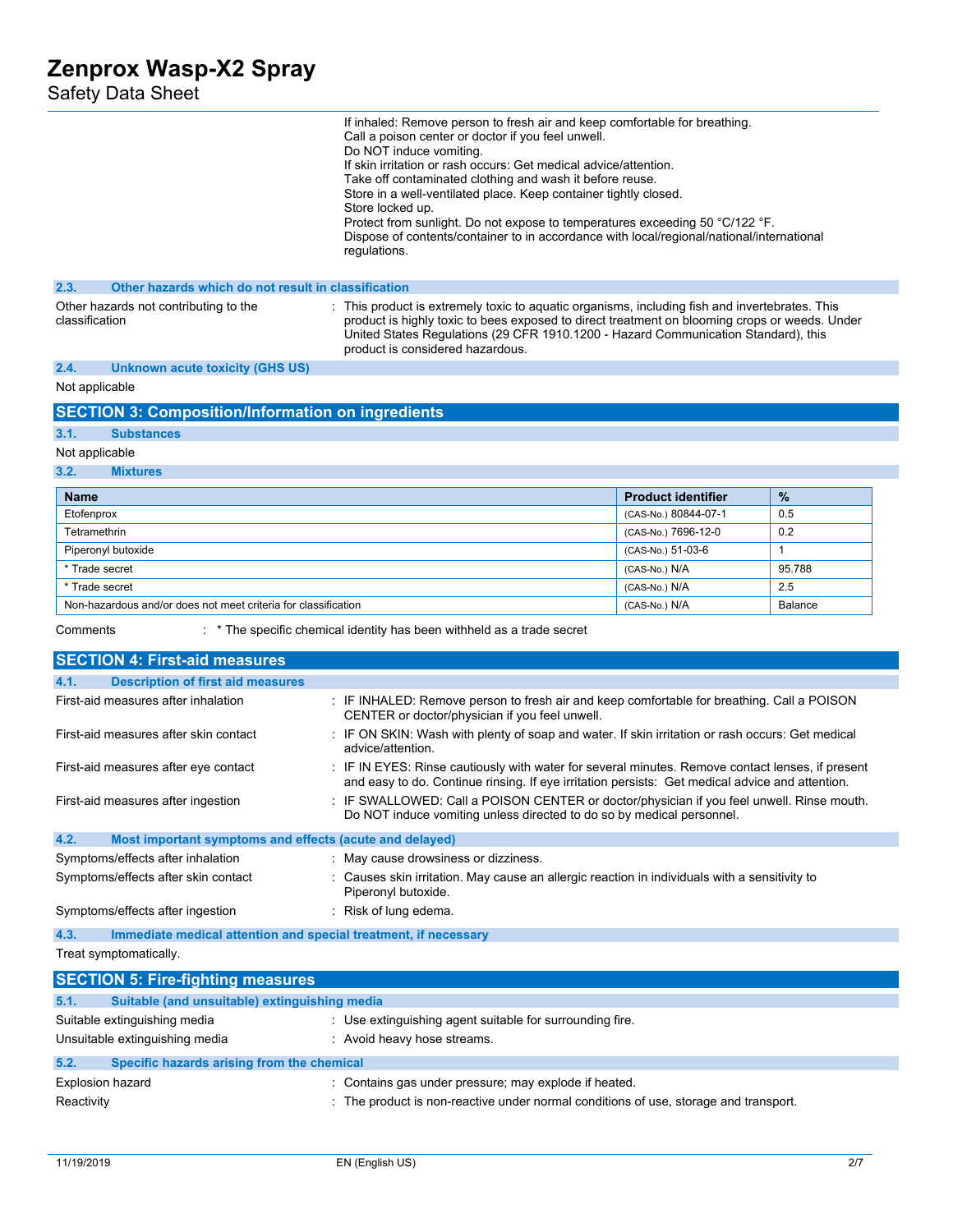If inhaled: Remove person to fresh air and keep comfortable for breathing.
Call a poison center or doctor if you feel unwell.
Do NOT induce vomiting.
If skin irritation or rash occurs: Get medical advice/attention.
Take off contaminated clothing and wash it before reuse.
Store in a well-ventilated place. Keep container tightly closed.
Store locked up.
Protect from sunlight. Do not expose to temperatures exceeding 50 °C/122 °F.
Dispose of contents/container to in accordance with local/regional/national/international regulations.

### 2.3. Other hazards which do not result in classification

Other hazards not contributing to the classification : This product is extremely toxic to aquatic organisms, including fish and invertebrates. This product is highly toxic to bees exposed to direct treatment on blooming crops or weeds. Under United States Regulations (29 CFR 1910.1200 - Hazard Communication Standard), this product is considered hazardous.

### 2.4. Unknown acute toxicity (GHS US)

Not applicable

## SECTION 3: Composition/Information on ingredients

### 3.1. Substances

Not applicable

### 3.2. Mixtures

| Name | Product identifier | % |
|---|---|---|
| Etofenprox | (CAS-No.) 80844-07-1 | 0.5 |
| Tetramethrin | (CAS-No.) 7696-12-0 | 0.2 |
| Piperonyl butoxide | (CAS-No.) 51-03-6 | 1 |
| * Trade secret | (CAS-No.) N/A | 95.788 |
| * Trade secret | (CAS-No.) N/A | 2.5 |
| Non-hazardous and/or does not meet criteria for classification | (CAS-No.) N/A | Balance |

Comments : * The specific chemical identity has been withheld as a trade secret

## SECTION 4: First-aid measures

### 4.1. Description of first aid measures

First-aid measures after inhalation : IF INHALED: Remove person to fresh air and keep comfortable for breathing. Call a POISON CENTER or doctor/physician if you feel unwell.

First-aid measures after skin contact : IF ON SKIN: Wash with plenty of soap and water. If skin irritation or rash occurs: Get medical advice/attention.

First-aid measures after eye contact : IF IN EYES: Rinse cautiously with water for several minutes. Remove contact lenses, if present and easy to do. Continue rinsing. If eye irritation persists: Get medical advice and attention.

First-aid measures after ingestion : IF SWALLOWED: Call a POISON CENTER or doctor/physician if you feel unwell. Rinse mouth. Do NOT induce vomiting unless directed to do so by medical personnel.

### 4.2. Most important symptoms and effects (acute and delayed)

Symptoms/effects after inhalation : May cause drowsiness or dizziness.

Symptoms/effects after skin contact : Causes skin irritation. May cause an allergic reaction in individuals with a sensitivity to Piperonyl butoxide.

Symptoms/effects after ingestion : Risk of lung edema.

### 4.3. Immediate medical attention and special treatment, if necessary

Treat symptomatically.

## SECTION 5: Fire-fighting measures

### 5.1. Suitable (and unsuitable) extinguishing media

Suitable extinguishing media : Use extinguishing agent suitable for surrounding fire.

Unsuitable extinguishing media : Avoid heavy hose streams.

### 5.2. Specific hazards arising from the chemical

Explosion hazard : Contains gas under pressure; may explode if heated.

Reactivity : The product is non-reactive under normal conditions of use, storage and transport.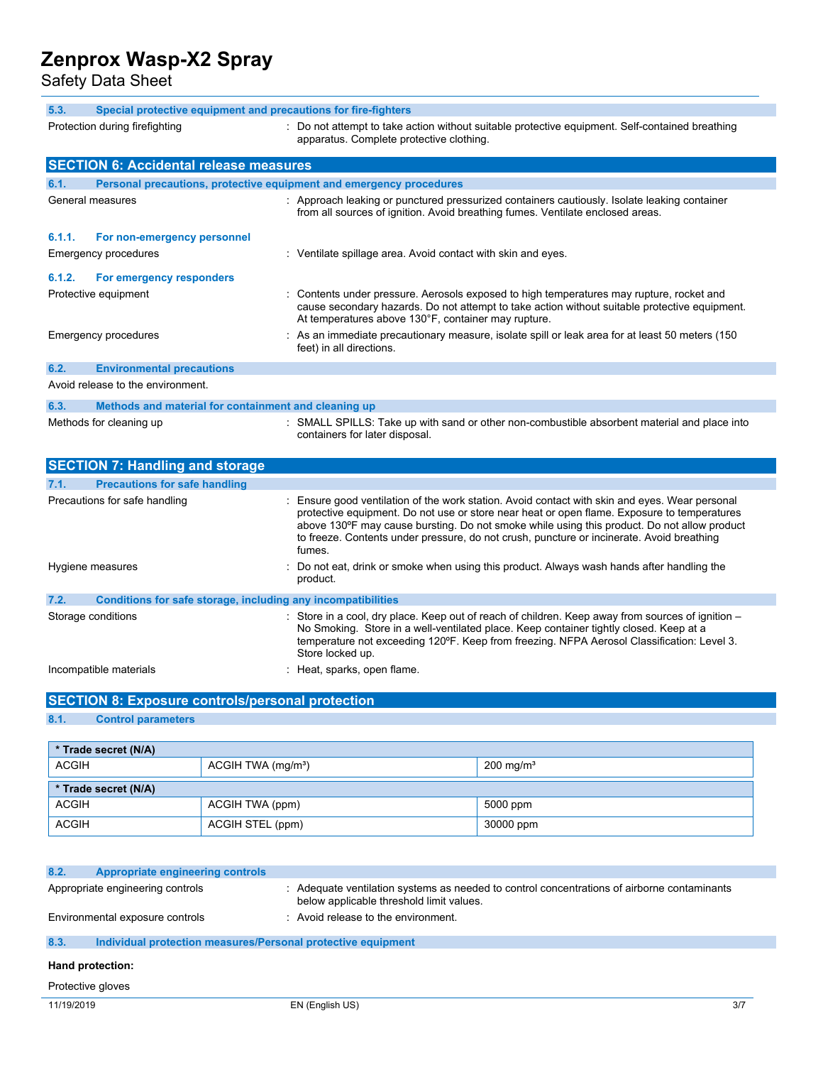### 5.3. Special protective equipment and precautions for fire-fighters

Protection during firefighting : Do not attempt to take action without suitable protective equipment. Self-contained breathing apparatus. Complete protective clothing.

## SECTION 6: Accidental release measures

### 6.1. Personal precautions, protective equipment and emergency procedures

General measures : Approach leaking or punctured pressurized containers cautiously. Isolate leaking container from all sources of ignition. Avoid breathing fumes. Ventilate enclosed areas.

#### 6.1.1. For non-emergency personnel

Emergency procedures : Ventilate spillage area. Avoid contact with skin and eyes.

#### 6.1.2. For emergency responders

Protective equipment : Contents under pressure. Aerosols exposed to high temperatures may rupture, rocket and cause secondary hazards. Do not attempt to take action without suitable protective equipment. At temperatures above 130°F, container may rupture.

Emergency procedures : As an immediate precautionary measure, isolate spill or leak area for at least 50 meters (150 feet) in all directions.

### 6.2. Environmental precautions

Avoid release to the environment.

### 6.3. Methods and material for containment and cleaning up

Methods for cleaning up : SMALL SPILLS: Take up with sand or other non-combustible absorbent material and place into containers for later disposal.

## SECTION 7: Handling and storage

### 7.1. Precautions for safe handling

Precautions for safe handling : Ensure good ventilation of the work station. Avoid contact with skin and eyes. Wear personal protective equipment. Do not use or store near heat or open flame. Exposure to temperatures above 130ºF may cause bursting. Do not smoke while using this product. Do not allow product to freeze. Contents under pressure, do not crush, puncture or incinerate. Avoid breathing fumes.

Hygiene measures : Do not eat, drink or smoke when using this product. Always wash hands after handling the product.

### 7.2. Conditions for safe storage, including any incompatibilities

Storage conditions : Store in a cool, dry place. Keep out of reach of children. Keep away from sources of ignition – No Smoking. Store in a well-ventilated place. Keep container tightly closed. Keep at a temperature not exceeding 120ºF. Keep from freezing. NFPA Aerosol Classification: Level 3. Store locked up.

Incompatible materials : Heat, sparks, open flame.

## SECTION 8: Exposure controls/personal protection

### 8.1. Control parameters

| * Trade secret (N/A) | | |
|---|---|---|
| ACGIH | ACGIH TWA (mg/m³) | 200 mg/m³ |

| * Trade secret (N/A) | | |
|---|---|---|
| ACGIH | ACGIH TWA (ppm) | 5000 ppm |
| ACGIH | ACGIH STEL (ppm) | 30000 ppm |

### 8.2. Appropriate engineering controls

Appropriate engineering controls : Adequate ventilation systems as needed to control concentrations of airborne contaminants below applicable threshold limit values.

Environmental exposure controls : Avoid release to the environment.

### 8.3. Individual protection measures/Personal protective equipment

**Hand protection:**

Protective gloves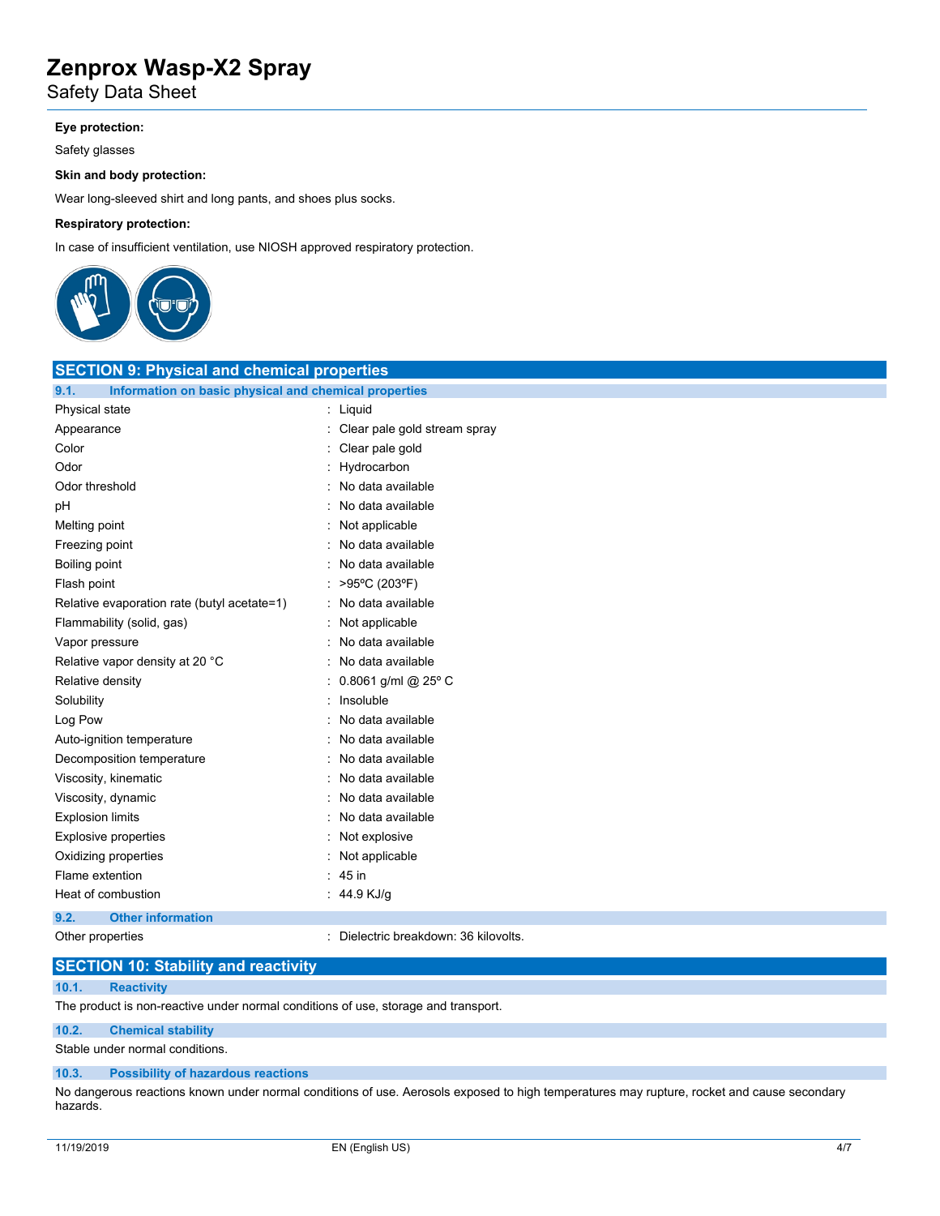**Eye protection:**

Safety glasses

**Skin and body protection:**

Wear long-sleeved shirt and long pants, and shoes plus socks.

**Respiratory protection:**

In case of insufficient ventilation, use NIOSH approved respiratory protection.

## SECTION 9: Physical and chemical properties

### 9.1. Information on basic physical and chemical properties

| Property | Value |
|---|---|
| Physical state | Liquid |
| Appearance | Clear pale gold stream spray |
| Color | Clear pale gold |
| Odor | Hydrocarbon |
| Odor threshold | No data available |
| pH | No data available |
| Melting point | Not applicable |
| Freezing point | No data available |
| Boiling point | No data available |
| Flash point | >95ºC (203ºF) |
| Relative evaporation rate (butyl acetate=1) | No data available |
| Flammability (solid, gas) | Not applicable |
| Vapor pressure | No data available |
| Relative vapor density at 20 °C | No data available |
| Relative density | 0.8061 g/ml @ 25º C |
| Solubility | Insoluble |
| Log Pow | No data available |
| Auto-ignition temperature | No data available |
| Decomposition temperature | No data available |
| Viscosity, kinematic | No data available |
| Viscosity, dynamic | No data available |
| Explosion limits | No data available |
| Explosive properties | Not explosive |
| Oxidizing properties | Not applicable |
| Flame extention | 45 in |
| Heat of combustion | 44.9 KJ/g |

### 9.2. Other information

| Property | Value |
|---|---|
| Other properties | Dielectric breakdown: 36 kilovolts. |

## SECTION 10: Stability and reactivity

### 10.1. Reactivity

The product is non-reactive under normal conditions of use, storage and transport.

### 10.2. Chemical stability

Stable under normal conditions.

### 10.3. Possibility of hazardous reactions

No dangerous reactions known under normal conditions of use. Aerosols exposed to high temperatures may rupture, rocket and cause secondary hazards.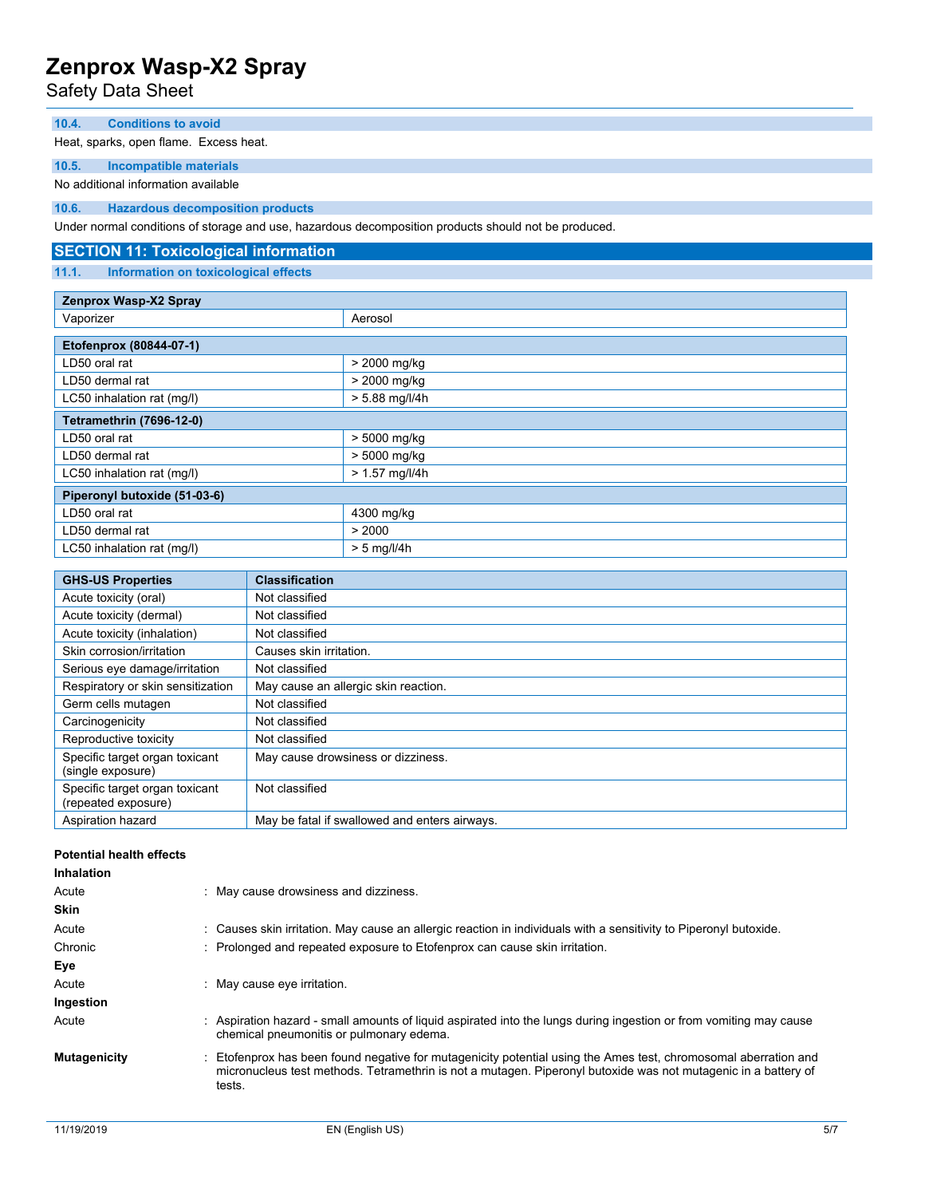#### 10.4. Conditions to avoid

Heat, sparks, open flame. Excess heat.

#### 10.5. Incompatible materials

No additional information available

#### 10.6. Hazardous decomposition products

Under normal conditions of storage and use, hazardous decomposition products should not be produced.

## SECTION 11: Toxicological information

#### 11.1. Information on toxicological effects

| Zenprox Wasp-X2 Spray | |
|---|---|
| Vaporizer | Aerosol |

| Etofenprox (80844-07-1) | |
|---|---|
| LD50 oral rat | > 2000 mg/kg |
| LD50 dermal rat | > 2000 mg/kg |
| LC50 inhalation rat (mg/l) | > 5.88 mg/l/4h |
| **Tetramethrin (7696-12-0)** | |
| LD50 oral rat | > 5000 mg/kg |
| LD50 dermal rat | > 5000 mg/kg |
| LC50 inhalation rat (mg/l) | > 1.57 mg/l/4h |
| **Piperonyl butoxide (51-03-6)** | |
| LD50 oral rat | 4300 mg/kg |
| LD50 dermal rat | > 2000 |
| LC50 inhalation rat (mg/l) | > 5 mg/l/4h |

| GHS-US Properties | Classification |
|---|---|
| Acute toxicity (oral) | Not classified |
| Acute toxicity (dermal) | Not classified |
| Acute toxicity (inhalation) | Not classified |
| Skin corrosion/irritation | Causes skin irritation. |
| Serious eye damage/irritation | Not classified |
| Respiratory or skin sensitization | May cause an allergic skin reaction. |
| Germ cells mutagen | Not classified |
| Carcinogenicity | Not classified |
| Reproductive toxicity | Not classified |
| Specific target organ toxicant (single exposure) | May cause drowsiness or dizziness. |
| Specific target organ toxicant (repeated exposure) | Not classified |
| Aspiration hazard | May be fatal if swallowed and enters airways. |

**Potential health effects**

**Inhalation**

Acute : May cause drowsiness and dizziness.

**Skin**

Acute : Causes skin irritation. May cause an allergic reaction in individuals with a sensitivity to Piperonyl butoxide.

Chronic : Prolonged and repeated exposure to Etofenprox can cause skin irritation.

**Eye**

Acute : May cause eye irritation.

**Ingestion**

Acute : Aspiration hazard - small amounts of liquid aspirated into the lungs during ingestion or from vomiting may cause chemical pneumonitis or pulmonary edema.

**Mutagenicity** : Etofenprox has been found negative for mutagenicity potential using the Ames test, chromosomal aberration and micronucleus test methods. Tetramethrin is not a mutagen. Piperonyl butoxide was not mutagenic in a battery of tests.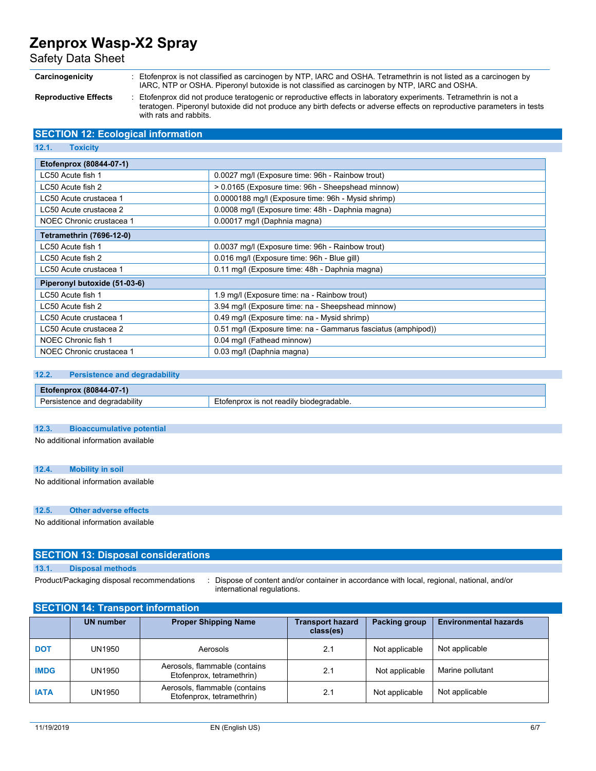**Carcinogenicity** : Etofenprox is not classified as carcinogen by NTP, IARC and OSHA. Tetramethrin is not listed as a carcinogen by IARC, NTP or OSHA. Piperonyl butoxide is not classified as carcinogen by NTP, IARC and OSHA.

**Reproductive Effects** : Etofenprox did not produce teratogenic or reproductive effects in laboratory experiments. Tetramethrin is not a teratogen. Piperonyl butoxide did not produce any birth defects or adverse effects on reproductive parameters in tests with rats and rabbits.

## SECTION 12: Ecological information

### 12.1. Toxicity

| Etofenprox (80844-07-1) | |
|---|---|
| LC50 Acute fish 1 | 0.0027 mg/l (Exposure time: 96h - Rainbow trout) |
| LC50 Acute fish 2 | > 0.0165 (Exposure time: 96h - Sheepshead minnow) |
| LC50 Acute crustacea 1 | 0.0000188 mg/l (Exposure time: 96h - Mysid shrimp) |
| LC50 Acute crustacea 2 | 0.0008 mg/l (Exposure time: 48h - Daphnia magna) |
| NOEC Chronic crustacea 1 | 0.00017 mg/l (Daphnia magna) |
| **Tetramethrin (7696-12-0)** | |
| LC50 Acute fish 1 | 0.0037 mg/l (Exposure time: 96h - Rainbow trout) |
| LC50 Acute fish 2 | 0.016 mg/l (Exposure time: 96h - Blue gill) |
| LC50 Acute crustacea 1 | 0.11 mg/l (Exposure time: 48h - Daphnia magna) |
| **Piperonyl butoxide (51-03-6)** | |
| LC50 Acute fish 1 | 1.9 mg/l (Exposure time: na - Rainbow trout) |
| LC50 Acute fish 2 | 3.94 mg/l (Exposure time: na - Sheepshead minnow) |
| LC50 Acute crustacea 1 | 0.49 mg/l (Exposure time: na - Mysid shrimp) |
| LC50 Acute crustacea 2 | 0.51 mg/l (Exposure time: na - Gammarus fasciatus (amphipod)) |
| NOEC Chronic fish 1 | 0.04 mg/l (Fathead minnow) |
| NOEC Chronic crustacea 1 | 0.03 mg/l (Daphnia magna) |

### 12.2. Persistence and degradability

| Etofenprox (80844-07-1) | |
|---|---|
| Persistence and degradability | Etofenprox is not readily biodegradable. |

### 12.3. Bioaccumulative potential

No additional information available

### 12.4. Mobility in soil

No additional information available

### 12.5. Other adverse effects

No additional information available

## SECTION 13: Disposal considerations

### 13.1. Disposal methods

Product/Packaging disposal recommendations : Dispose of content and/or container in accordance with local, regional, national, and/or international regulations.

## SECTION 14: Transport information

| | UN number | Proper Shipping Name | Transport hazard class(es) | Packing group | Environmental hazards |
|---|---|---|---|---|---|
| **DOT** | UN1950 | Aerosols | 2.1 | Not applicable | Not applicable |
| **IMDG** | UN1950 | Aerosols, flammable (contains Etofenprox, tetramethrin) | 2.1 | Not applicable | Marine pollutant |
| **IATA** | UN1950 | Aerosols, flammable (contains Etofenprox, tetramethrin) | 2.1 | Not applicable | Not applicable |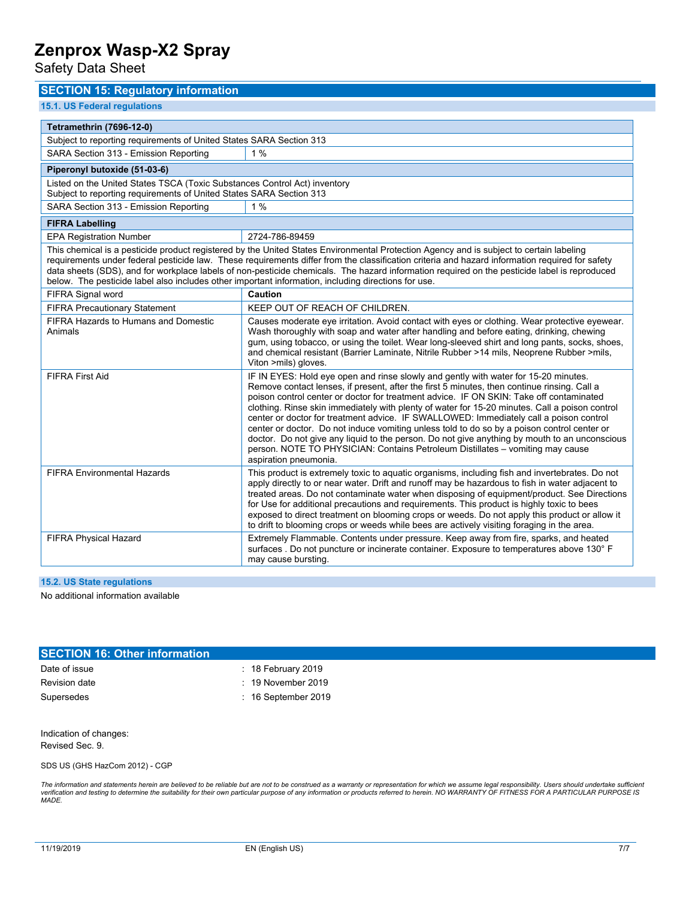## SECTION 15: Regulatory information

### 15.1. US Federal regulations

| **Tetramethrin (7696-12-0)** | |
|---|---|
| Subject to reporting requirements of United States SARA Section 313 | |
| SARA Section 313 - Emission Reporting | 1 % |

| **Piperonyl butoxide (51-03-6)** | |
|---|---|
| Listed on the United States TSCA (Toxic Substances Control Act) inventory<br>Subject to reporting requirements of United States SARA Section 313 | |
| SARA Section 313 - Emission Reporting | 1 % |

| **FIFRA Labelling** | |
|---|---|
| EPA Registration Number | 2724-786-89459 |
| This chemical is a pesticide product registered by the United States Environmental Protection Agency and is subject to certain labeling requirements under federal pesticide law. These requirements differ from the classification criteria and hazard information required for safety data sheets (SDS), and for workplace labels of non-pesticide chemicals. The hazard information required on the pesticide label is reproduced below. The pesticide label also includes other important information, including directions for use. | |
| FIFRA Signal word | **Caution** |
| FIFRA Precautionary Statement | KEEP OUT OF REACH OF CHILDREN. |
| FIFRA Hazards to Humans and Domestic Animals | Causes moderate eye irritation. Avoid contact with eyes or clothing. Wear protective eyewear. Wash thoroughly with soap and water after handling and before eating, drinking, chewing gum, using tobacco, or using the toilet. Wear long-sleeved shirt and long pants, socks, shoes, and chemical resistant (Barrier Laminate, Nitrile Rubber >14 mils, Neoprene Rubber >mils, Viton >mils) gloves. |
| FIFRA First Aid | IF IN EYES: Hold eye open and rinse slowly and gently with water for 15-20 minutes. Remove contact lenses, if present, after the first 5 minutes, then continue rinsing. Call a poison control center or doctor for treatment advice. IF ON SKIN: Take off contaminated clothing. Rinse skin immediately with plenty of water for 15-20 minutes. Call a poison control center or doctor for treatment advice. IF SWALLOWED: Immediately call a poison control center or doctor. Do not induce vomiting unless told to do so by a poison control center or doctor. Do not give any liquid to the person. Do not give anything by mouth to an unconscious person. NOTE TO PHYSICIAN: Contains Petroleum Distillates – vomiting may cause aspiration pneumonia. |
| FIFRA Environmental Hazards | This product is extremely toxic to aquatic organisms, including fish and invertebrates. Do not apply directly to or near water. Drift and runoff may be hazardous to fish in water adjacent to treated areas. Do not contaminate water when disposing of equipment/product. See Directions for Use for additional precautions and requirements. This product is highly toxic to bees exposed to direct treatment on blooming crops or weeds. Do not apply this product or allow it to drift to blooming crops or weeds while bees are actively visiting foraging in the area. |
| FIFRA Physical Hazard | Extremely Flammable. Contents under pressure. Keep away from fire, sparks, and heated surfaces . Do not puncture or incinerate container. Exposure to temperatures above 130° F may cause bursting. |

### 15.2. US State regulations

No additional information available

## SECTION 16: Other information

Date of issue : 18 February 2019

Revision date : 19 November 2019

Supersedes : 16 September 2019

Indication of changes:
Revised Sec. 9.

SDS US (GHS HazCom 2012) - CGP

*The information and statements herein are believed to be reliable but are not to be construed as a warranty or representation for which we assume legal responsibility. Users should undertake sufficient verification and testing to determine the suitability for their own particular purpose of any information or products referred to herein. NO WARRANTY OF FITNESS FOR A PARTICULAR PURPOSE IS MADE.*